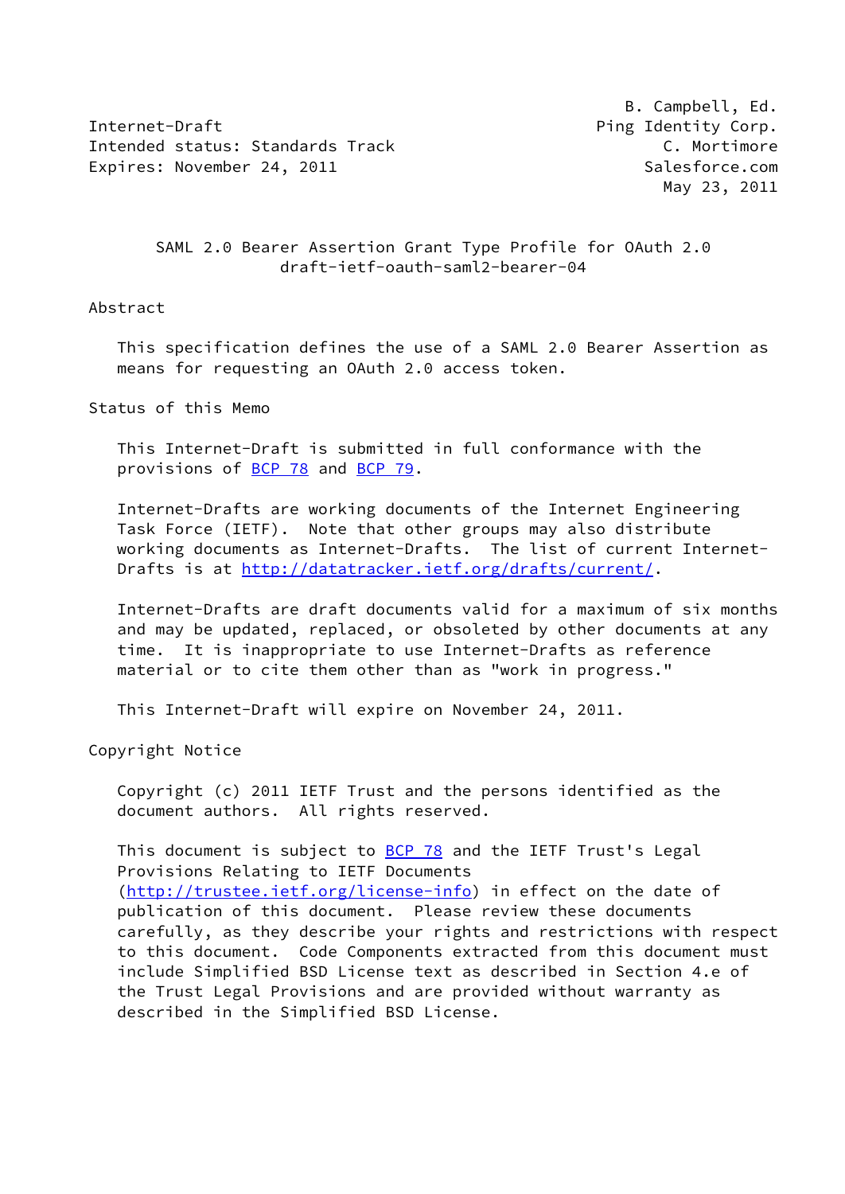Internet-Draft
Intended status: Standards Track
Expires: November 24, 2011

B. Campbell, Ed.
Ping Identity Corp.
C. Mortimore
Salesforce.com
May 23, 2011

# SAML 2.0 Bearer Assertion Grant Type Profile for OAuth 2.0
draft-ietf-oauth-saml2-bearer-04

## Abstract

This specification defines the use of a SAML 2.0 Bearer Assertion as means for requesting an OAuth 2.0 access token.

## Status of this Memo

This Internet-Draft is submitted in full conformance with the provisions of BCP 78 and BCP 79.

Internet-Drafts are working documents of the Internet Engineering Task Force (IETF). Note that other groups may also distribute working documents as Internet-Drafts. The list of current Internet-Drafts is at http://datatracker.ietf.org/drafts/current/.

Internet-Drafts are draft documents valid for a maximum of six months and may be updated, replaced, or obsoleted by other documents at any time. It is inappropriate to use Internet-Drafts as reference material or to cite them other than as "work in progress."

This Internet-Draft will expire on November 24, 2011.

## Copyright Notice

Copyright (c) 2011 IETF Trust and the persons identified as the document authors. All rights reserved.

This document is subject to BCP 78 and the IETF Trust's Legal Provisions Relating to IETF Documents (http://trustee.ietf.org/license-info) in effect on the date of publication of this document. Please review these documents carefully, as they describe your rights and restrictions with respect to this document. Code Components extracted from this document must include Simplified BSD License text as described in Section 4.e of the Trust Legal Provisions and are provided without warranty as described in the Simplified BSD License.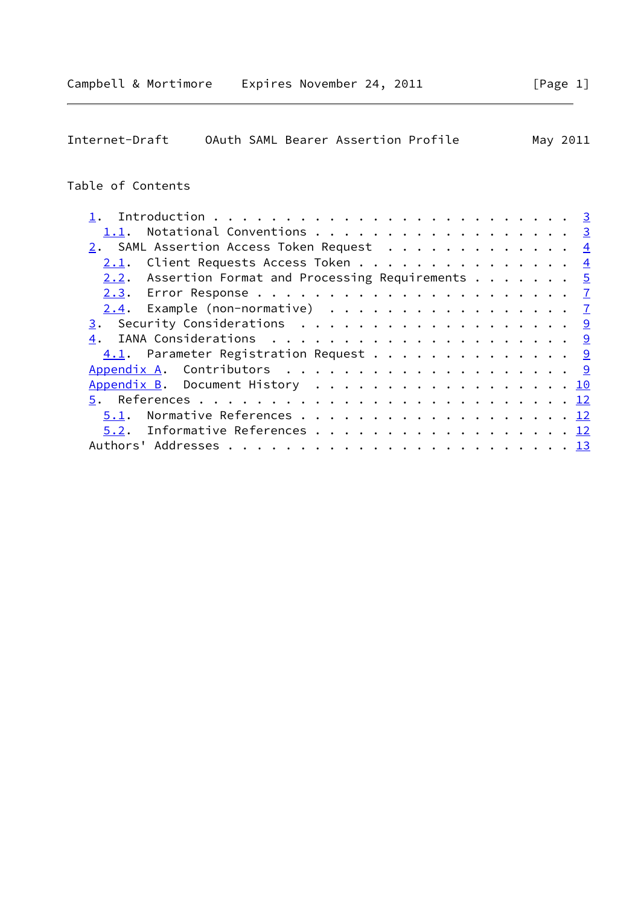Table of Contents

```
   1.  Introduction . . . . . . . . . . . . . . . . . . . . . . . . .  3
     1.1.  Notational Conventions . . . . . . . . . . . . . . . . . .  3
   2.  SAML Assertion Access Token Request  . . . . . . . . . . . . .  4
     2.1.  Client Requests Access Token . . . . . . . . . . . . . . .  4
     2.2.  Assertion Format and Processing Requirements . . . . . . .  5
     2.3.  Error Response . . . . . . . . . . . . . . . . . . . . . .  7
     2.4.  Example (non-normative)  . . . . . . . . . . . . . . . . .  7
   3.  Security Considerations  . . . . . . . . . . . . . . . . . . .  9
   4.  IANA Considerations  . . . . . . . . . . . . . . . . . . . . .  9
     4.1.  Parameter Registration Request . . . . . . . . . . . . . .  9
   Appendix A.  Contributors  . . . . . . . . . . . . . . . . . . . .  9
   Appendix B.  Document History  . . . . . . . . . . . . . . . . . . 10
   5.  References . . . . . . . . . . . . . . . . . . . . . . . . . . 12
     5.1.  Normative References . . . . . . . . . . . . . . . . . . . 12
     5.2.  Informative References . . . . . . . . . . . . . . . . . . 12
   Authors' Addresses . . . . . . . . . . . . . . . . . . . . . . . . 13
```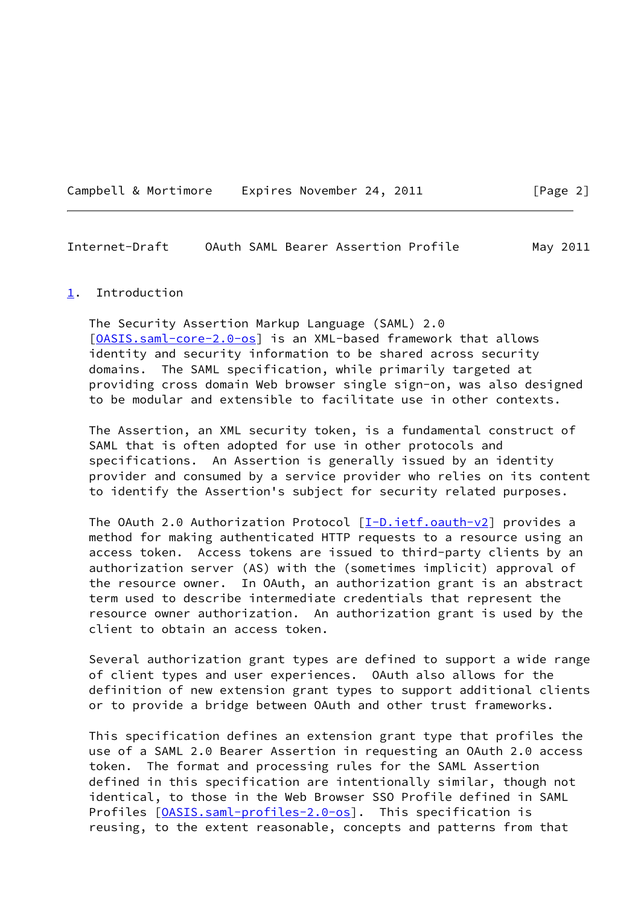## 1. Introduction

The Security Assertion Markup Language (SAML) 2.0 [OASIS.saml-core-2.0-os] is an XML-based framework that allows identity and security information to be shared across security domains. The SAML specification, while primarily targeted at providing cross domain Web browser single sign-on, was also designed to be modular and extensible to facilitate use in other contexts.

The Assertion, an XML security token, is a fundamental construct of SAML that is often adopted for use in other protocols and specifications. An Assertion is generally issued by an identity provider and consumed by a service provider who relies on its content to identify the Assertion's subject for security related purposes.

The OAuth 2.0 Authorization Protocol [I-D.ietf.oauth-v2] provides a method for making authenticated HTTP requests to a resource using an access token. Access tokens are issued to third-party clients by an authorization server (AS) with the (sometimes implicit) approval of the resource owner. In OAuth, an authorization grant is an abstract term used to describe intermediate credentials that represent the resource owner authorization. An authorization grant is used by the client to obtain an access token.

Several authorization grant types are defined to support a wide range of client types and user experiences. OAuth also allows for the definition of new extension grant types to support additional clients or to provide a bridge between OAuth and other trust frameworks.

This specification defines an extension grant type that profiles the use of a SAML 2.0 Bearer Assertion in requesting an OAuth 2.0 access token. The format and processing rules for the SAML Assertion defined in this specification are intentionally similar, though not identical, to those in the Web Browser SSO Profile defined in SAML Profiles [OASIS.saml-profiles-2.0-os]. This specification is reusing, to the extent reasonable, concepts and patterns from that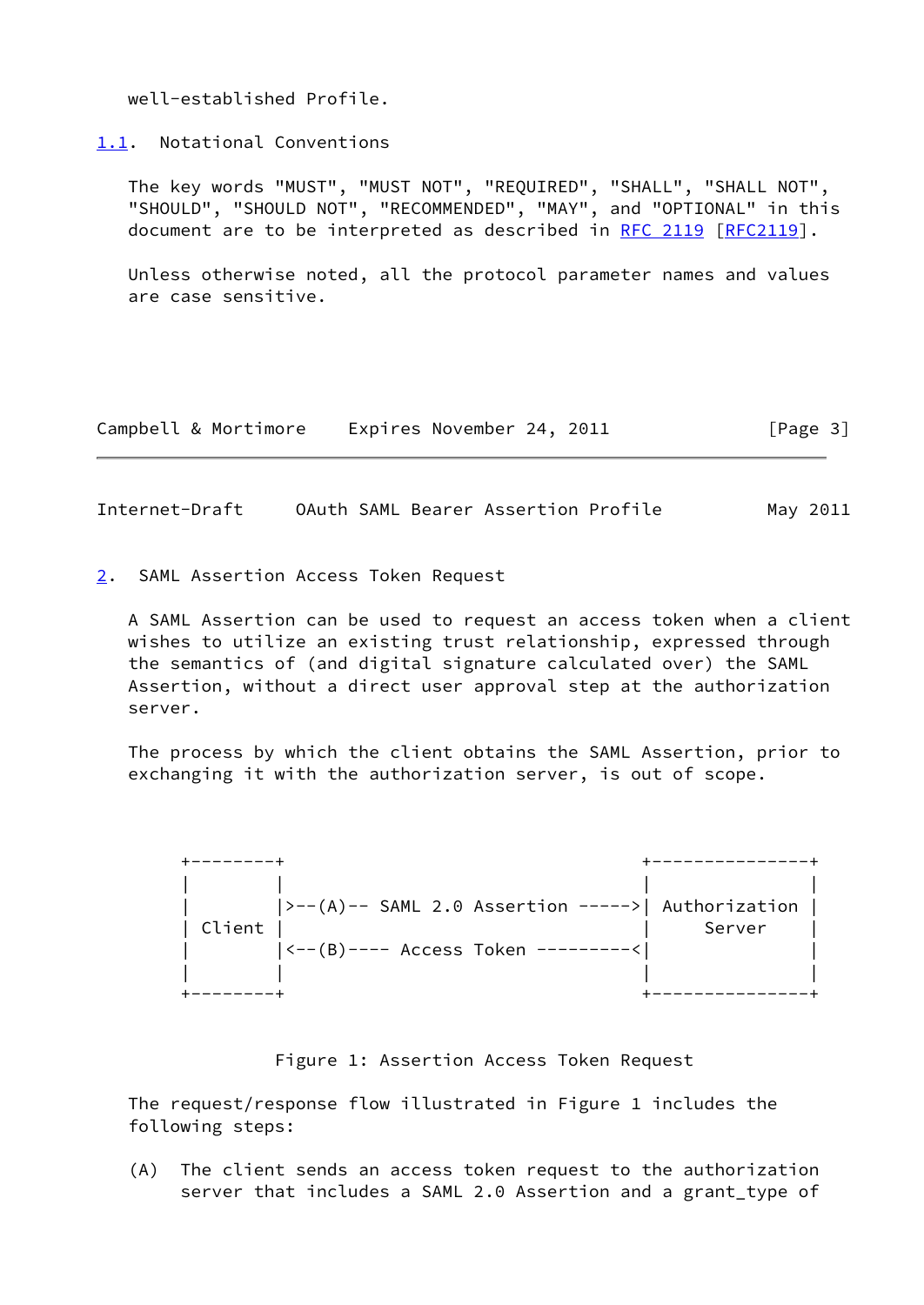well-established Profile.

## 1.1. Notational Conventions

The key words "MUST", "MUST NOT", "REQUIRED", "SHALL", "SHALL NOT", "SHOULD", "SHOULD NOT", "RECOMMENDED", "MAY", and "OPTIONAL" in this document are to be interpreted as described in RFC 2119 [RFC2119].

Unless otherwise noted, all the protocol parameter names and values are case sensitive.

# 2. SAML Assertion Access Token Request

A SAML Assertion can be used to request an access token when a client wishes to utilize an existing trust relationship, expressed through the semantics of (and digital signature calculated over) the SAML Assertion, without a direct user approval step at the authorization server.

The process by which the client obtains the SAML Assertion, prior to exchanging it with the authorization server, is out of scope.

```
+--------+                                       +---------------+
|        |                                       |               |
|        |>--(A)-- SAML 2.0 Assertion ----->| Authorization |
| Client |                                       |     Server    |
|        |<--(B)---- Access Token ---------<|               |
|        |                                       |               |
+--------+                                       +---------------+
```

Figure 1: Assertion Access Token Request

The request/response flow illustrated in Figure 1 includes the following steps:

(A) The client sends an access token request to the authorization server that includes a SAML 2.0 Assertion and a grant_type of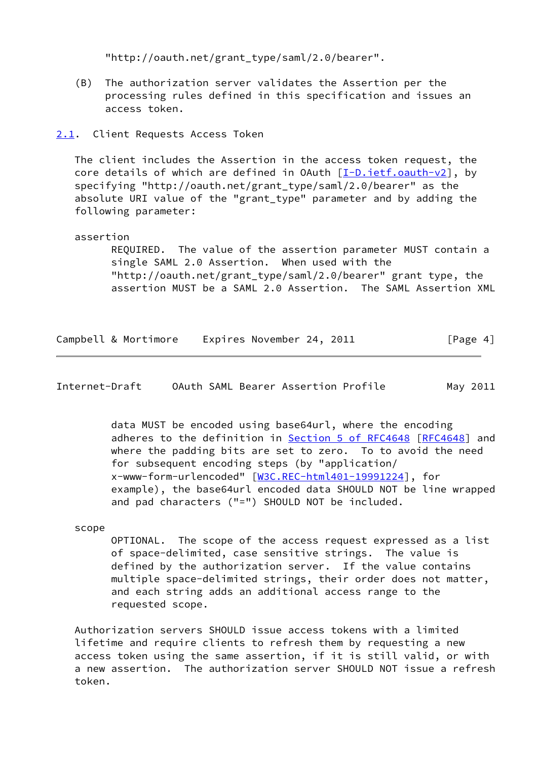"http://oauth.net/grant_type/saml/2.0/bearer".

(B) The authorization server validates the Assertion per the processing rules defined in this specification and issues an access token.

## 2.1. Client Requests Access Token

The client includes the Assertion in the access token request, the core details of which are defined in OAuth [I-D.ietf.oauth-v2], by specifying "http://oauth.net/grant_type/saml/2.0/bearer" as the absolute URI value of the "grant_type" parameter and by adding the following parameter:

assertion
: REQUIRED. The value of the assertion parameter MUST contain a single SAML 2.0 Assertion. When used with the "http://oauth.net/grant_type/saml/2.0/bearer" grant type, the assertion MUST be a SAML 2.0 Assertion. The SAML Assertion XML data MUST be encoded using base64url, where the encoding adheres to the definition in Section 5 of RFC4648 [RFC4648] and where the padding bits are set to zero. To to avoid the need for subsequent encoding steps (by "application/x-www-form-urlencoded" [W3C.REC-html401-19991224], for example), the base64url encoded data SHOULD NOT be line wrapped and pad characters ("=") SHOULD NOT be included.

scope
: OPTIONAL. The scope of the access request expressed as a list of space-delimited, case sensitive strings. The value is defined by the authorization server. If the value contains multiple space-delimited strings, their order does not matter, and each string adds an additional access range to the requested scope.

Authorization servers SHOULD issue access tokens with a limited lifetime and require clients to refresh them by requesting a new access token using the same assertion, if it is still valid, or with a new assertion. The authorization server SHOULD NOT issue a refresh token.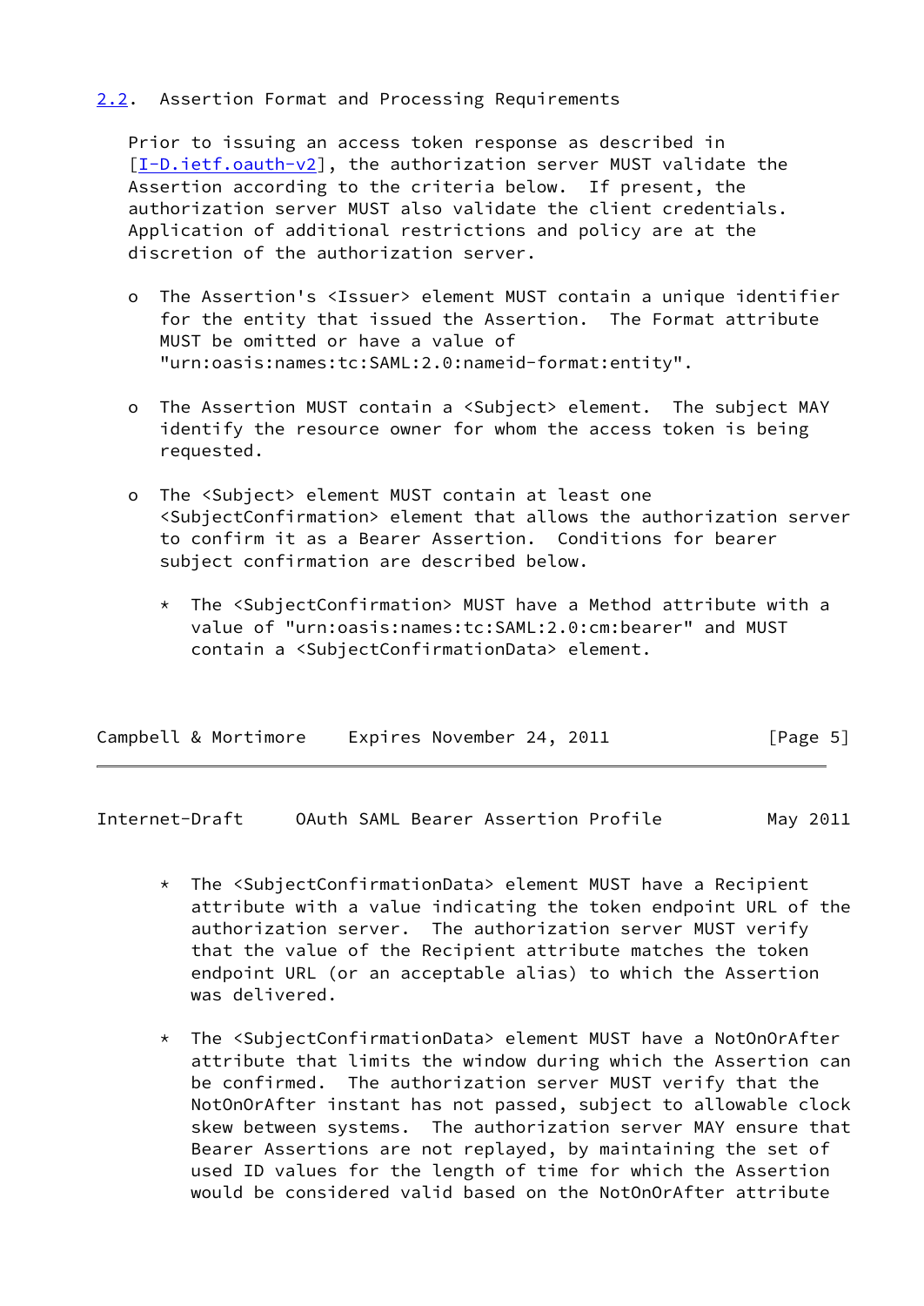## 2.2. Assertion Format and Processing Requirements

Prior to issuing an access token response as described in [I-D.ietf.oauth-v2], the authorization server MUST validate the Assertion according to the criteria below. If present, the authorization server MUST also validate the client credentials. Application of additional restrictions and policy are at the discretion of the authorization server.

- The Assertion's <Issuer> element MUST contain a unique identifier for the entity that issued the Assertion. The Format attribute MUST be omitted or have a value of "urn:oasis:names:tc:SAML:2.0:nameid-format:entity".

- The Assertion MUST contain a <Subject> element. The subject MAY identify the resource owner for whom the access token is being requested.

- The <Subject> element MUST contain at least one <SubjectConfirmation> element that allows the authorization server to confirm it as a Bearer Assertion. Conditions for bearer subject confirmation are described below.

  * The <SubjectConfirmation> MUST have a Method attribute with a value of "urn:oasis:names:tc:SAML:2.0:cm:bearer" and MUST contain a <SubjectConfirmationData> element.

  * The <SubjectConfirmationData> element MUST have a Recipient attribute with a value indicating the token endpoint URL of the authorization server. The authorization server MUST verify that the value of the Recipient attribute matches the token endpoint URL (or an acceptable alias) to which the Assertion was delivered.

  * The <SubjectConfirmationData> element MUST have a NotOnOrAfter attribute that limits the window during which the Assertion can be confirmed. The authorization server MUST verify that the NotOnOrAfter instant has not passed, subject to allowable clock skew between systems. The authorization server MAY ensure that Bearer Assertions are not replayed, by maintaining the set of used ID values for the length of time for which the Assertion would be considered valid based on the NotOnOrAfter attribute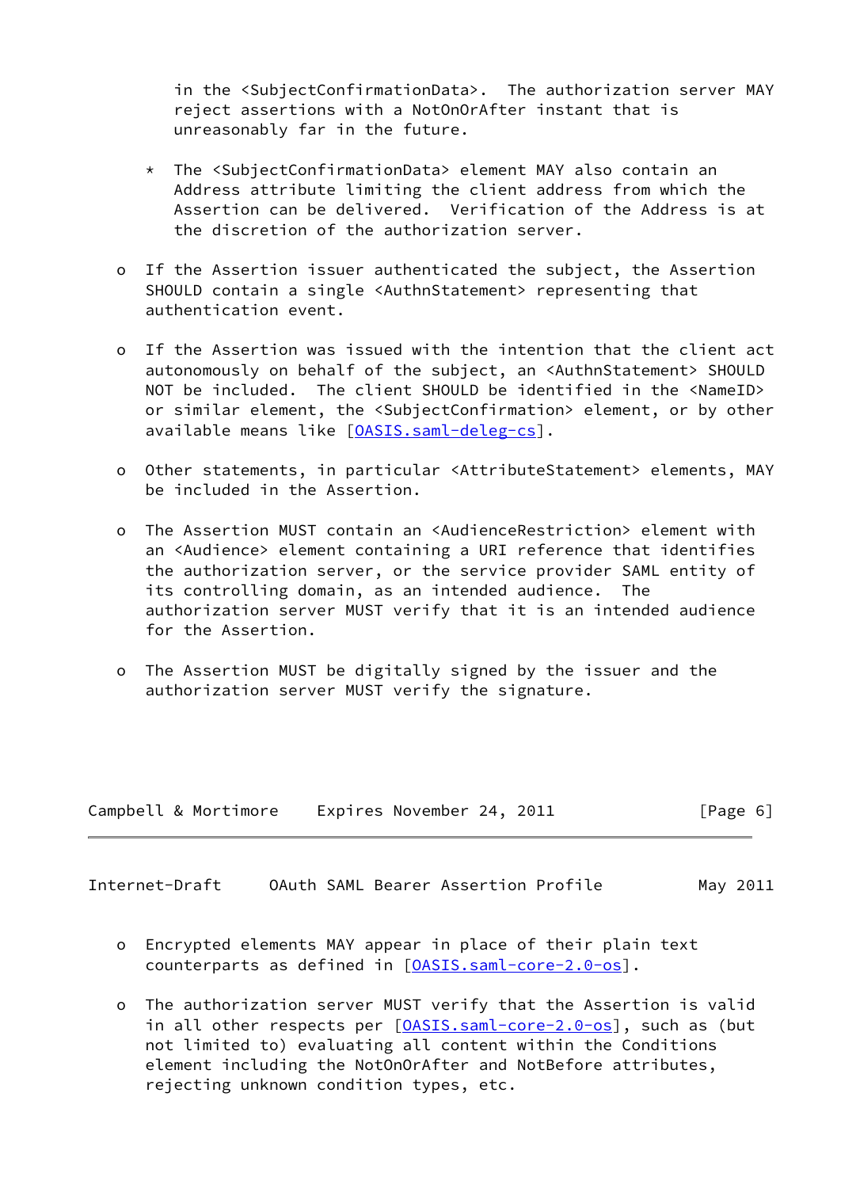in the <SubjectConfirmationData>.  The authorization server MAY reject assertions with a NotOnOrAfter instant that is unreasonably far in the future.

    * The <SubjectConfirmationData> element MAY also contain an Address attribute limiting the client address from which the Assertion can be delivered.  Verification of the Address is at the discretion of the authorization server.

- If the Assertion issuer authenticated the subject, the Assertion SHOULD contain a single <AuthnStatement> representing that authentication event.

- If the Assertion was issued with the intention that the client act autonomously on behalf of the subject, an <AuthnStatement> SHOULD NOT be included.  The client SHOULD be identified in the <NameID> or similar element, the <SubjectConfirmation> element, or by other available means like [OASIS.saml-deleg-cs].

- Other statements, in particular <AttributeStatement> elements, MAY be included in the Assertion.

- The Assertion MUST contain an <AudienceRestriction> element with an <Audience> element containing a URI reference that identifies the authorization server, or the service provider SAML entity of its controlling domain, as an intended audience.  The authorization server MUST verify that it is an intended audience for the Assertion.

- The Assertion MUST be digitally signed by the issuer and the authorization server MUST verify the signature.

- Encrypted elements MAY appear in place of their plain text counterparts as defined in [OASIS.saml-core-2.0-os].

- The authorization server MUST verify that the Assertion is valid in all other respects per [OASIS.saml-core-2.0-os], such as (but not limited to) evaluating all content within the Conditions element including the NotOnOrAfter and NotBefore attributes, rejecting unknown condition types, etc.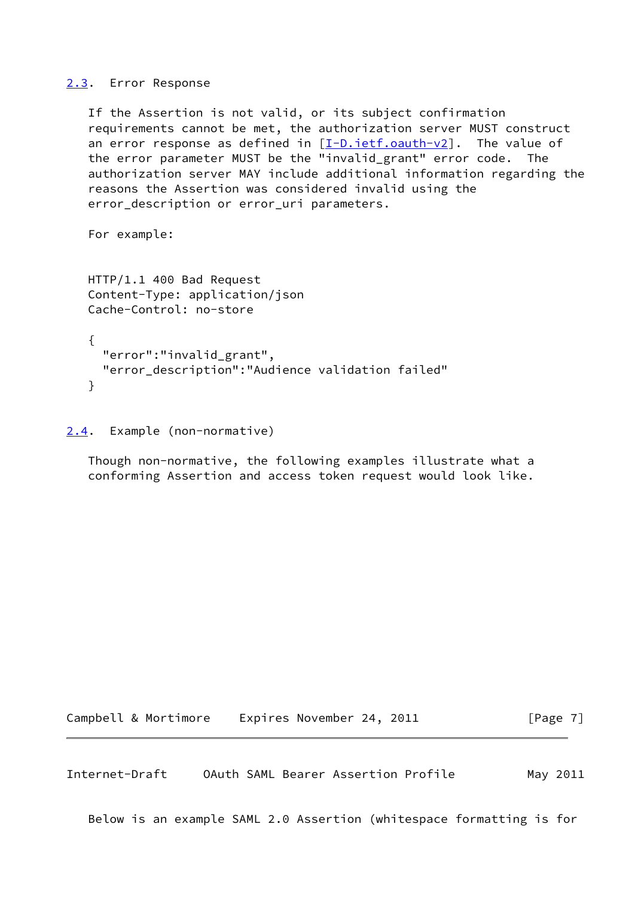## 2.3. Error Response

If the Assertion is not valid, or its subject confirmation requirements cannot be met, the authorization server MUST construct an error response as defined in [I-D.ietf.oauth-v2]. The value of the error parameter MUST be the "invalid_grant" error code. The authorization server MAY include additional information regarding the reasons the Assertion was considered invalid using the error_description or error_uri parameters.

For example:

```
HTTP/1.1 400 Bad Request
Content-Type: application/json
Cache-Control: no-store

{
  "error":"invalid_grant",
  "error_description":"Audience validation failed"
}
```

## 2.4. Example (non-normative)

Though non-normative, the following examples illustrate what a conforming Assertion and access token request would look like.

Below is an example SAML 2.0 Assertion (whitespace formatting is for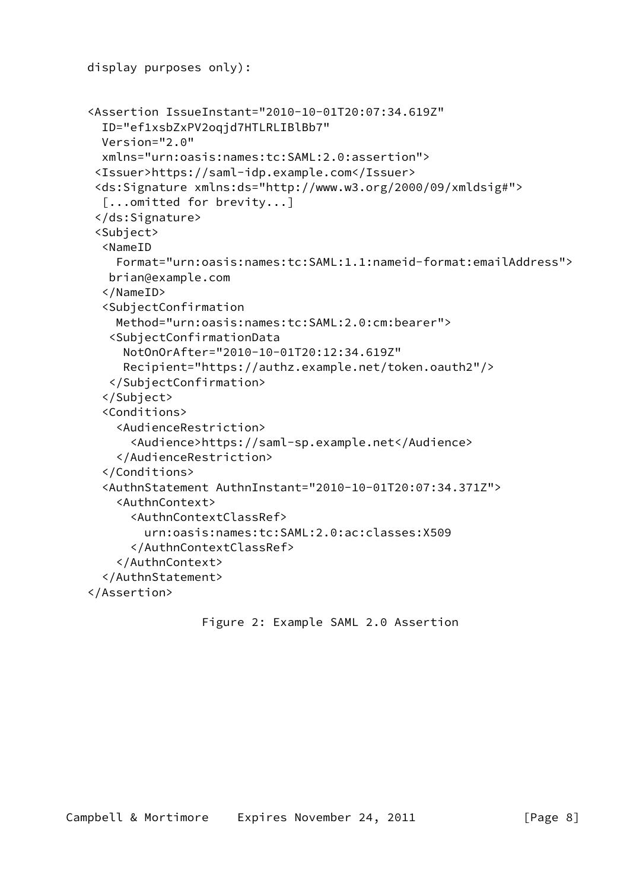display purposes only):

```
<Assertion IssueInstant="2010-10-01T20:07:34.619Z"
  ID="ef1xsbZxPV2oqjd7HTLRLIBlBb7"
  Version="2.0"
  xmlns="urn:oasis:names:tc:SAML:2.0:assertion">
 <Issuer>https://saml-idp.example.com</Issuer>
 <ds:Signature xmlns:ds="http://www.w3.org/2000/09/xmldsig#">
  [...omitted for brevity...]
 </ds:Signature>
 <Subject>
  <NameID
    Format="urn:oasis:names:tc:SAML:1.1:nameid-format:emailAddress">
   brian@example.com
  </NameID>
  <SubjectConfirmation
    Method="urn:oasis:names:tc:SAML:2.0:cm:bearer">
   <SubjectConfirmationData
     NotOnOrAfter="2010-10-01T20:12:34.619Z"
     Recipient="https://authz.example.net/token.oauth2"/>
   </SubjectConfirmation>
  </Subject>
  <Conditions>
    <AudienceRestriction>
      <Audience>https://saml-sp.example.net</Audience>
    </AudienceRestriction>
  </Conditions>
  <AuthnStatement AuthnInstant="2010-10-01T20:07:34.371Z">
    <AuthnContext>
      <AuthnContextClassRef>
        urn:oasis:names:tc:SAML:2.0:ac:classes:X509
      </AuthnContextClassRef>
    </AuthnContext>
  </AuthnStatement>
</Assertion>
```

Figure 2: Example SAML 2.0 Assertion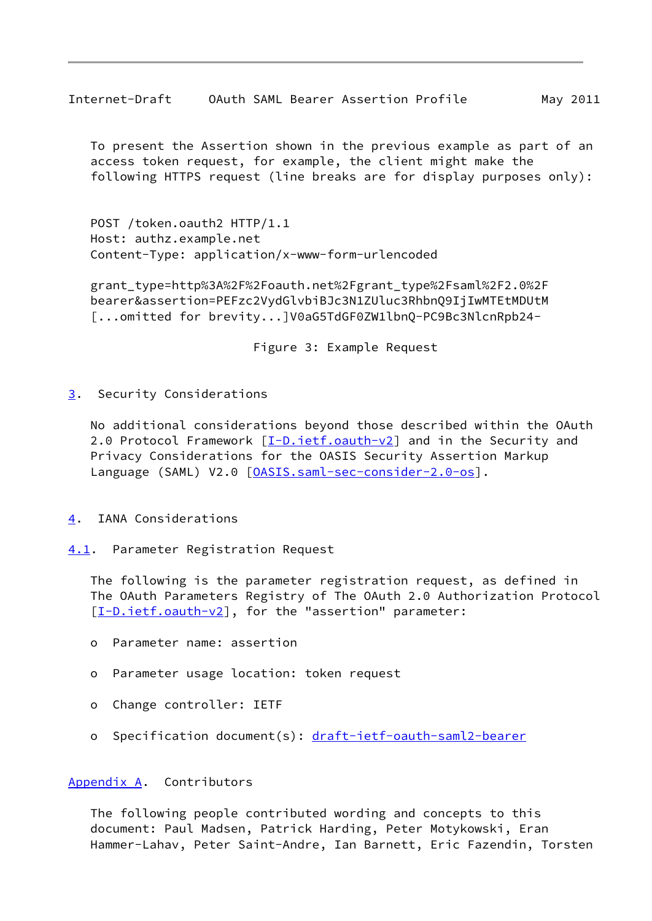To present the Assertion shown in the previous example as part of an access token request, for example, the client might make the following HTTPS request (line breaks are for display purposes only):

```
POST /token.oauth2 HTTP/1.1
Host: authz.example.net
Content-Type: application/x-www-form-urlencoded

grant_type=http%3A%2F%2Foauth.net%2Fgrant_type%2Fsaml%2F2.0%2F
bearer&assertion=PEFzc2VydGlvbiBJc3N1ZUluc3RhbnQ9IjIwMTEtMDUtM
[...omitted for brevity...]V0aG5TdGF0ZW1lbnQ-PC9Bc3NlcnRpb24-
```

Figure 3: Example Request

## 3. Security Considerations

No additional considerations beyond those described within the OAuth 2.0 Protocol Framework [I-D.ietf.oauth-v2] and in the Security and Privacy Considerations for the OASIS Security Assertion Markup Language (SAML) V2.0 [OASIS.saml-sec-consider-2.0-os].

## 4. IANA Considerations

### 4.1. Parameter Registration Request

The following is the parameter registration request, as defined in The OAuth Parameters Registry of The OAuth 2.0 Authorization Protocol [I-D.ietf.oauth-v2], for the "assertion" parameter:

- Parameter name: assertion
- Parameter usage location: token request
- Change controller: IETF
- Specification document(s): draft-ietf-oauth-saml2-bearer

## Appendix A. Contributors

The following people contributed wording and concepts to this document: Paul Madsen, Patrick Harding, Peter Motykowski, Eran Hammer-Lahav, Peter Saint-Andre, Ian Barnett, Eric Fazendin, Torsten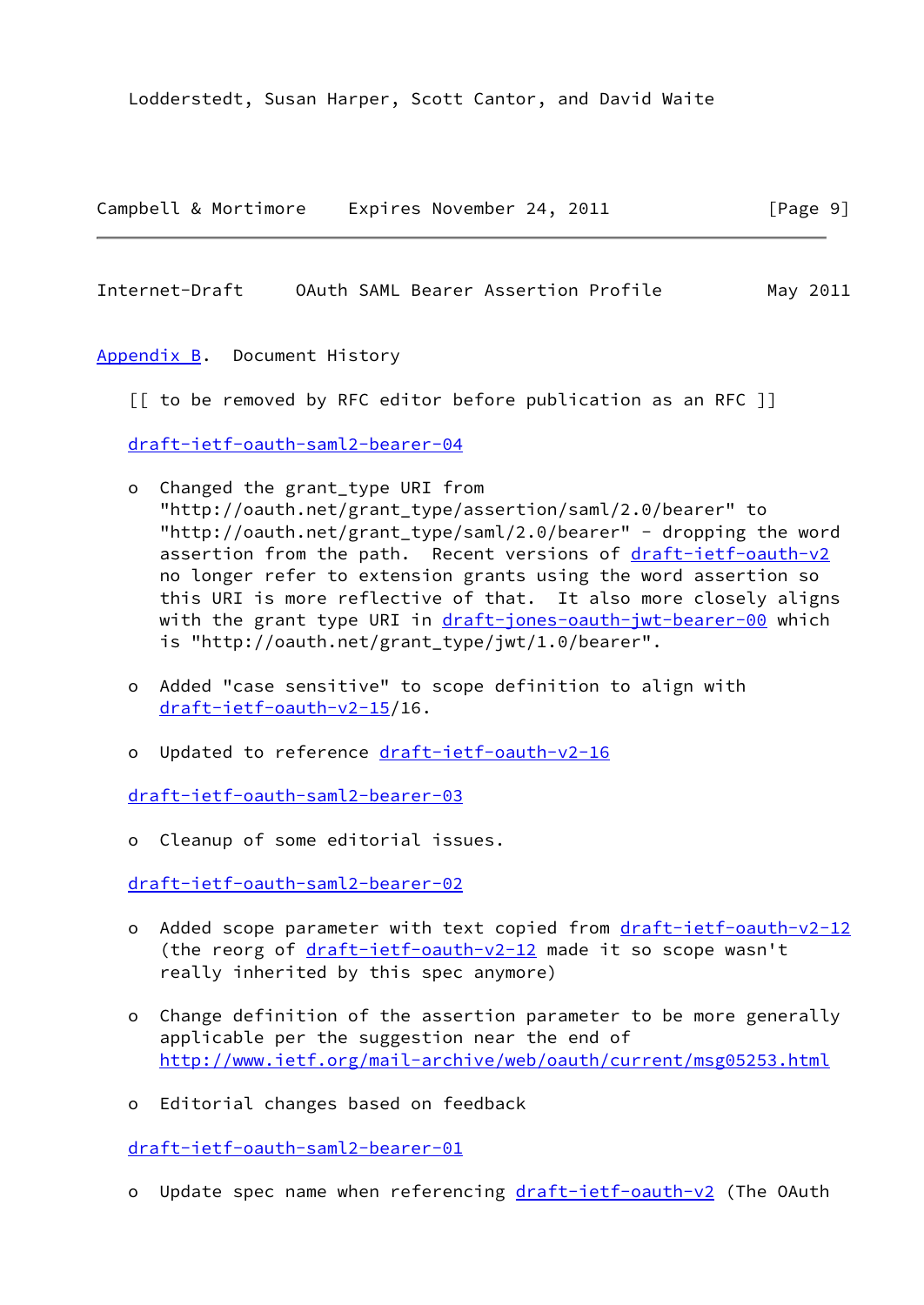Lodderstedt, Susan Harper, Scott Cantor, and David Waite

## Appendix B. Document History

[[ to be removed by RFC editor before publication as an RFC ]]

draft-ietf-oauth-saml2-bearer-04

- Changed the grant_type URI from "http://oauth.net/grant_type/assertion/saml/2.0/bearer" to "http://oauth.net/grant_type/saml/2.0/bearer" - dropping the word assertion from the path. Recent versions of draft-ietf-oauth-v2 no longer refer to extension grants using the word assertion so this URI is more reflective of that. It also more closely aligns with the grant type URI in draft-jones-oauth-jwt-bearer-00 which is "http://oauth.net/grant_type/jwt/1.0/bearer".

- Added "case sensitive" to scope definition to align with draft-ietf-oauth-v2-15/16.

- Updated to reference draft-ietf-oauth-v2-16

draft-ietf-oauth-saml2-bearer-03

- Cleanup of some editorial issues.

draft-ietf-oauth-saml2-bearer-02

- Added scope parameter with text copied from draft-ietf-oauth-v2-12 (the reorg of draft-ietf-oauth-v2-12 made it so scope wasn't really inherited by this spec anymore)

- Change definition of the assertion parameter to be more generally applicable per the suggestion near the end of http://www.ietf.org/mail-archive/web/oauth/current/msg05253.html

- Editorial changes based on feedback

draft-ietf-oauth-saml2-bearer-01

- Update spec name when referencing draft-ietf-oauth-v2 (The OAuth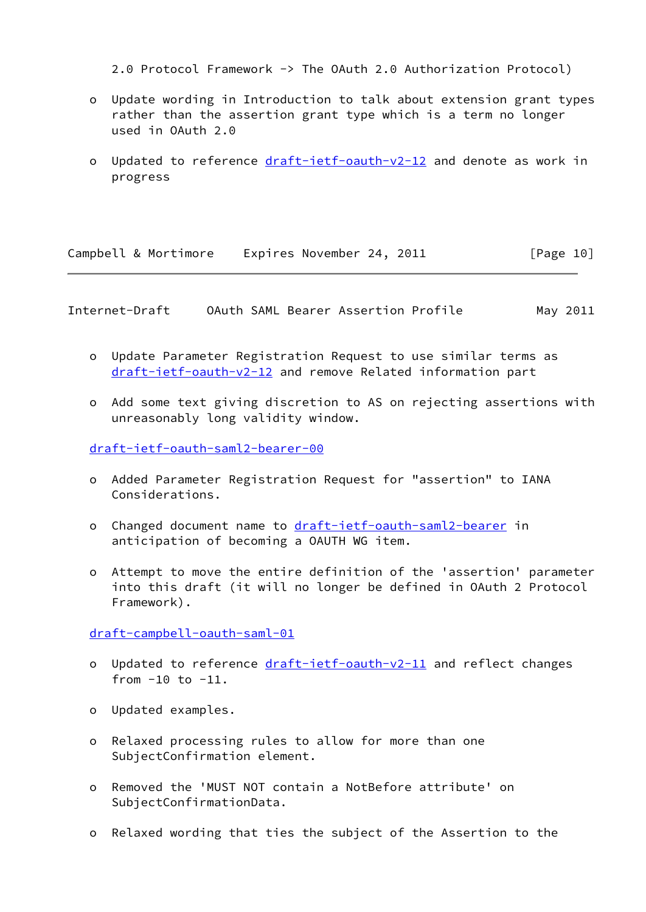2.0 Protocol Framework -> The OAuth 2.0 Authorization Protocol)

- Update wording in Introduction to talk about extension grant types rather than the assertion grant type which is a term no longer used in OAuth 2.0

- Updated to reference draft-ietf-oauth-v2-12 and denote as work in progress

- Update Parameter Registration Request to use similar terms as draft-ietf-oauth-v2-12 and remove Related information part

- Add some text giving discretion to AS on rejecting assertions with unreasonably long validity window.

draft-ietf-oauth-saml2-bearer-00

- Added Parameter Registration Request for "assertion" to IANA Considerations.

- Changed document name to draft-ietf-oauth-saml2-bearer in anticipation of becoming a OAUTH WG item.

- Attempt to move the entire definition of the 'assertion' parameter into this draft (it will no longer be defined in OAuth 2 Protocol Framework).

draft-campbell-oauth-saml-01

- Updated to reference draft-ietf-oauth-v2-11 and reflect changes from -10 to -11.

- Updated examples.

- Relaxed processing rules to allow for more than one SubjectConfirmation element.

- Removed the 'MUST NOT contain a NotBefore attribute' on SubjectConfirmationData.

- Relaxed wording that ties the subject of the Assertion to the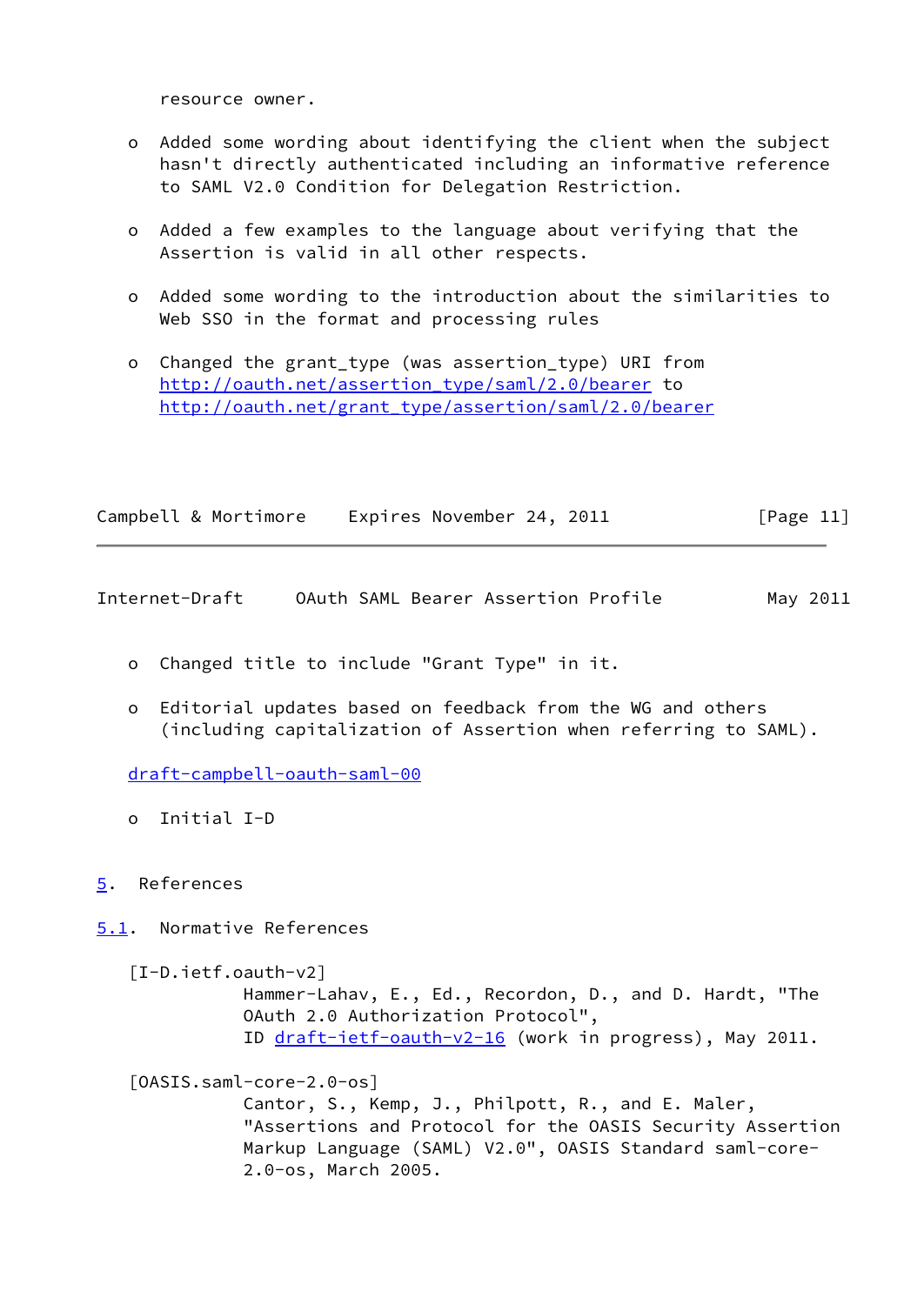resource owner.

- Added some wording about identifying the client when the subject hasn't directly authenticated including an informative reference to SAML V2.0 Condition for Delegation Restriction.

- Added a few examples to the language about verifying that the Assertion is valid in all other respects.

- Added some wording to the introduction about the similarities to Web SSO in the format and processing rules

- Changed the grant_type (was assertion_type) URI from http://oauth.net/assertion_type/saml/2.0/bearer to http://oauth.net/grant_type/assertion/saml/2.0/bearer

- Changed title to include "Grant Type" in it.

- Editorial updates based on feedback from the WG and others (including capitalization of Assertion when referring to SAML).

draft-campbell-oauth-saml-00

- Initial I-D

# 5. References

## 5.1. Normative References

[I-D.ietf.oauth-v2]
Hammer-Lahav, E., Ed., Recordon, D., and D. Hardt, "The OAuth 2.0 Authorization Protocol", ID draft-ietf-oauth-v2-16 (work in progress), May 2011.

[OASIS.saml-core-2.0-os]
Cantor, S., Kemp, J., Philpott, R., and E. Maler, "Assertions and Protocol for the OASIS Security Assertion Markup Language (SAML) V2.0", OASIS Standard saml-core-2.0-os, March 2005.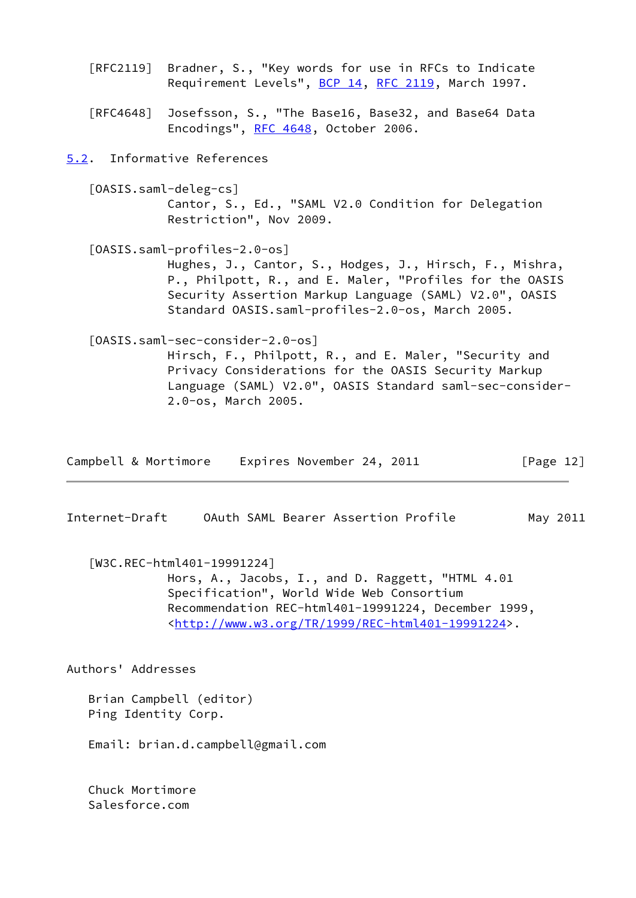[RFC2119] Bradner, S., "Key words for use in RFCs to Indicate Requirement Levels", BCP 14, RFC 2119, March 1997.

[RFC4648] Josefsson, S., "The Base16, Base32, and Base64 Data Encodings", RFC 4648, October 2006.

## 5.2. Informative References

[OASIS.saml-deleg-cs]
Cantor, S., Ed., "SAML V2.0 Condition for Delegation Restriction", Nov 2009.

[OASIS.saml-profiles-2.0-os]
Hughes, J., Cantor, S., Hodges, J., Hirsch, F., Mishra, P., Philpott, R., and E. Maler, "Profiles for the OASIS Security Assertion Markup Language (SAML) V2.0", OASIS Standard OASIS.saml-profiles-2.0-os, March 2005.

[OASIS.saml-sec-consider-2.0-os]
Hirsch, F., Philpott, R., and E. Maler, "Security and Privacy Considerations for the OASIS Security Markup Language (SAML) V2.0", OASIS Standard saml-sec-consider-2.0-os, March 2005.

[W3C.REC-html401-19991224]
Hors, A., Jacobs, I., and D. Raggett, "HTML 4.01 Specification", World Wide Web Consortium Recommendation REC-html401-19991224, December 1999, <http://www.w3.org/TR/1999/REC-html401-19991224>.

# Authors' Addresses

Brian Campbell (editor)
Ping Identity Corp.

Email: brian.d.campbell@gmail.com

Chuck Mortimore
Salesforce.com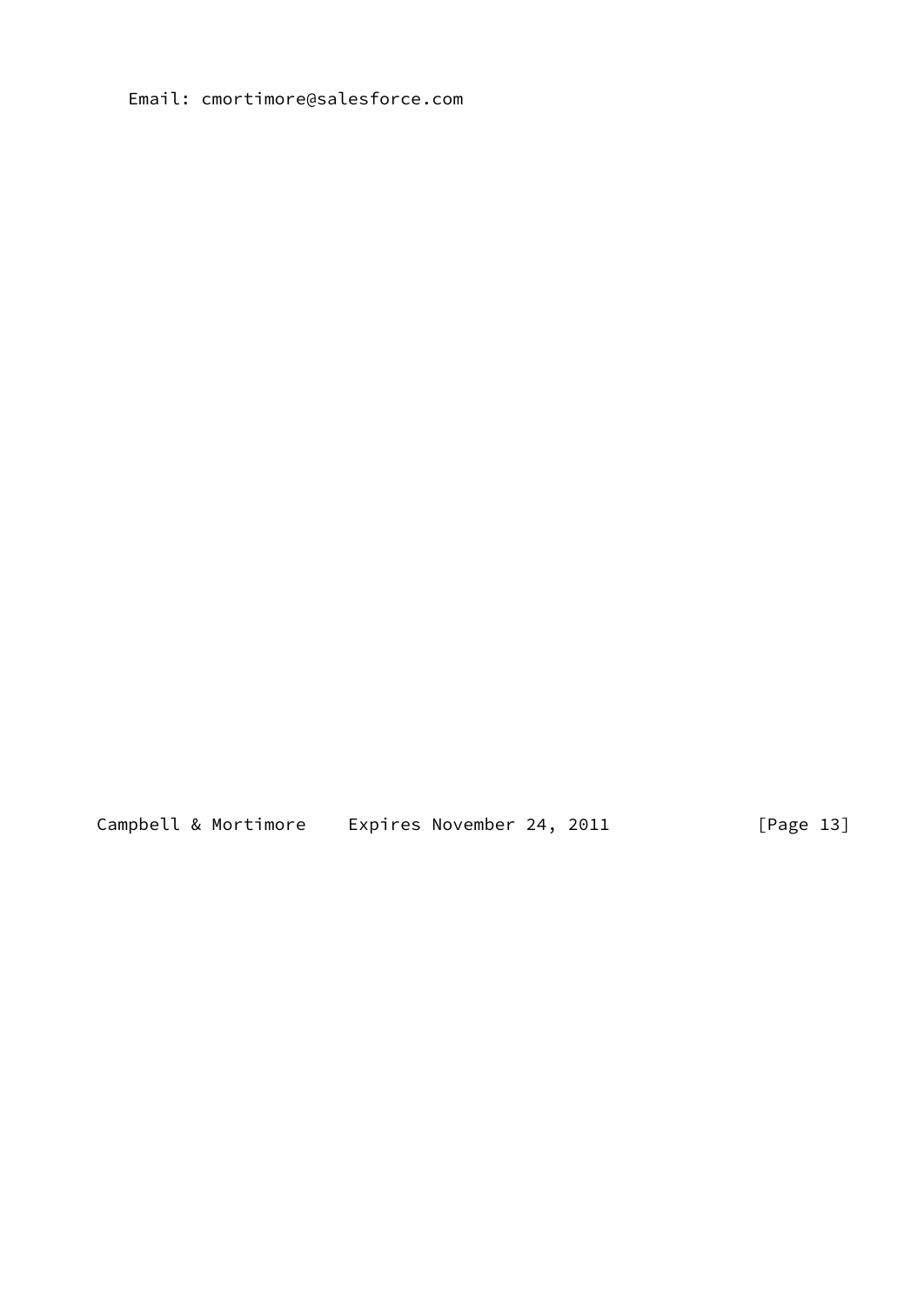Email: cmortimore@salesforce.com